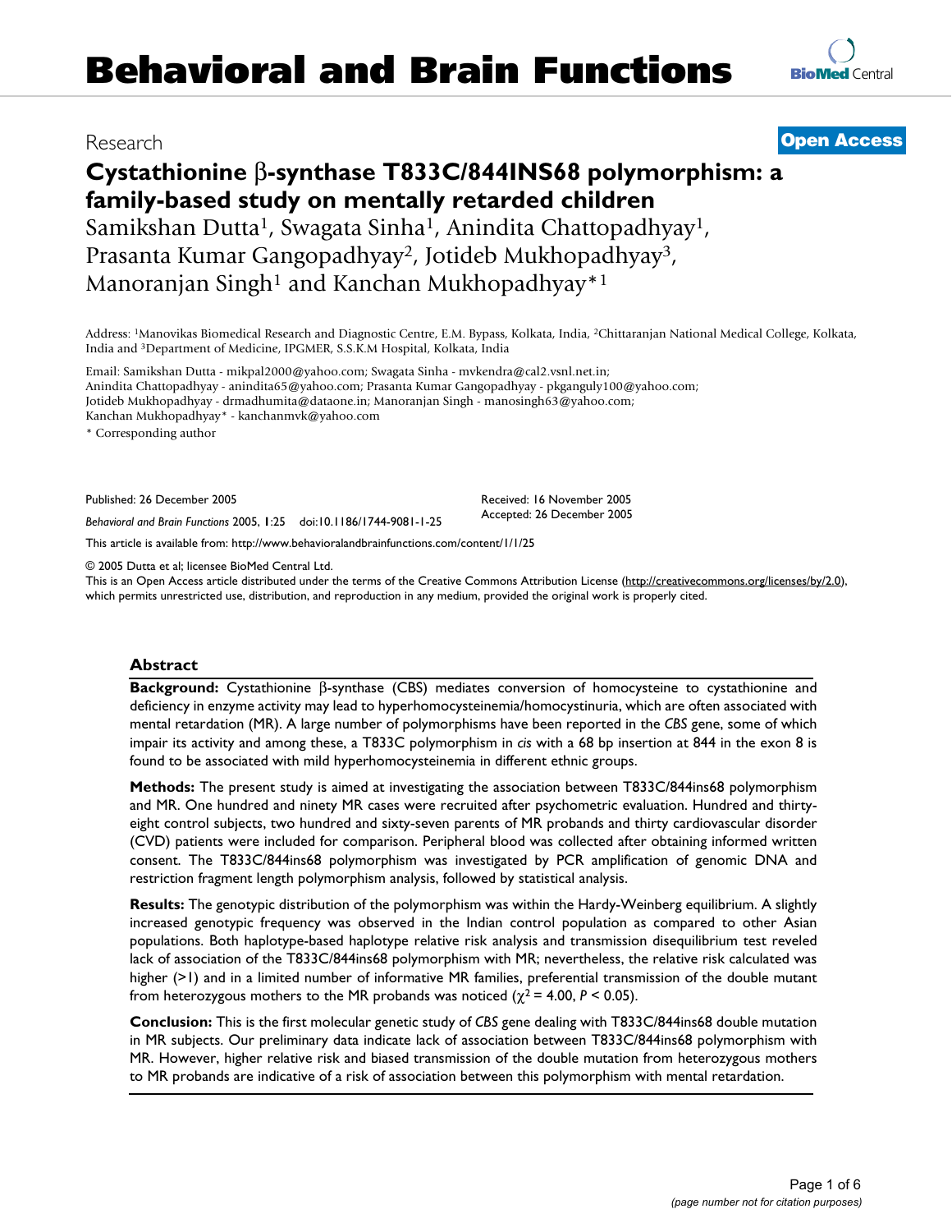Research **Open Access**

# Cystathionine β-synthase T833C/844INS68 polymorphism: a family-based study on mentally retarded children

Samikshan Dutta[1], Swagata Sinha[1], Anindita Chattopadhyay[1], Prasanta Kumar Gangopadhyay[2], Jotideb Mukhopadhyay[3], Manoranjan Singh[1] and Kanchan Mukhopadhyay*[1]

Address: [1]Manovikas Biomedical Research and Diagnostic Centre, E.M. Bypass, Kolkata, India, [2]Chittaranjan National Medical College, Kolkata, India and [3]Department of Medicine, IPGMER, S.S.K.M Hospital, Kolkata, India

Email: Samikshan Dutta - mikpal2000@yahoo.com; Swagata Sinha - mvkendra@cal2.vsnl.net.in; Anindita Chattopadhyay - anindita65@yahoo.com; Prasanta Kumar Gangopadhyay - pkganguly100@yahoo.com; Jotideb Mukhopadhyay - drmadhumita@dataone.in; Manoranjan Singh - manosingh63@yahoo.com; Kanchan Mukhopadhyay* - kanchanmvk@yahoo.com

\* Corresponding author

Published: 26 December 2005

*Behavioral and Brain Functions* 2005, **1**:25 doi:10.1186/1744-9081-1-25

Received: 16 November 2005
Accepted: 26 December 2005

This article is available from: http://www.behavioralandbrainfunctions.com/content/1/1/25

© 2005 Dutta et al; licensee BioMed Central Ltd.
This is an Open Access article distributed under the terms of the Creative Commons Attribution License (http://creativecommons.org/licenses/by/2.0), which permits unrestricted use, distribution, and reproduction in any medium, provided the original work is properly cited.

## Abstract

**Background:** Cystathionine β-synthase (CBS) mediates conversion of homocysteine to cystathionine and deficiency in enzyme activity may lead to hyperhomocysteinemia/homocystinuria, which are often associated with mental retardation (MR). A large number of polymorphisms have been reported in the *CBS* gene, some of which impair its activity and among these, a T833C polymorphism in *cis* with a 68 bp insertion at 844 in the exon 8 is found to be associated with mild hyperhomocysteinemia in different ethnic groups.

**Methods:** The present study is aimed at investigating the association between T833C/844ins68 polymorphism and MR. One hundred and ninety MR cases were recruited after psychometric evaluation. Hundred and thirty-eight control subjects, two hundred and sixty-seven parents of MR probands and thirty cardiovascular disorder (CVD) patients were included for comparison. Peripheral blood was collected after obtaining informed written consent. The T833C/844ins68 polymorphism was investigated by PCR amplification of genomic DNA and restriction fragment length polymorphism analysis, followed by statistical analysis.

**Results:** The genotypic distribution of the polymorphism was within the Hardy-Weinberg equilibrium. A slightly increased genotypic frequency was observed in the Indian control population as compared to other Asian populations. Both haplotype-based haplotype relative risk analysis and transmission disequilibrium test reveled lack of association of the T833C/844ins68 polymorphism with MR; nevertheless, the relative risk calculated was higher (>1) and in a limited number of informative MR families, preferential transmission of the double mutant from heterozygous mothers to the MR probands was noticed ($\chi^2 = 4.00$, $P < 0.05$).

**Conclusion:** This is the first molecular genetic study of *CBS* gene dealing with T833C/844ins68 double mutation in MR subjects. Our preliminary data indicate lack of association between T833C/844ins68 polymorphism with MR. However, higher relative risk and biased transmission of the double mutation from heterozygous mothers to MR probands are indicative of a risk of association between this polymorphism with mental retardation.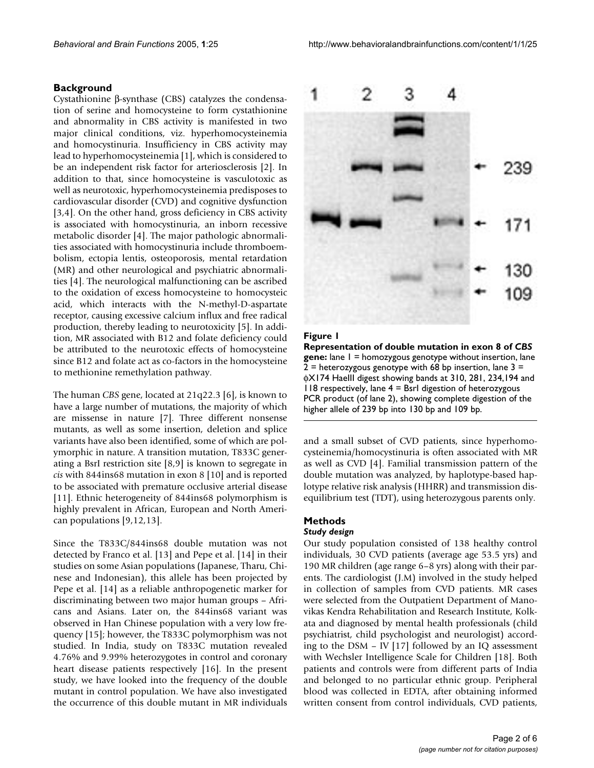## Background

Cystathionine β-synthase (CBS) catalyzes the condensation of serine and homocysteine to form cystathionine and abnormality in CBS activity is manifested in two major clinical conditions, viz. hyperhomocysteinemia and homocystinuria. Insufficiency in CBS activity may lead to hyperhomocysteinemia [1], which is considered to be an independent risk factor for arteriosclerosis [2]. In addition to that, since homocysteine is vasculotoxic as well as neurotoxic, hyperhomocysteinemia predisposes to cardiovascular disorder (CVD) and cognitive dysfunction [3,4]. On the other hand, gross deficiency in CBS activity is associated with homocystinuria, an inborn recessive metabolic disorder [4]. The major pathologic abnormalities associated with homocystinuria include thromboembolism, ectopia lentis, osteoporosis, mental retardation (MR) and other neurological and psychiatric abnormalities [4]. The neurological malfunctioning can be ascribed to the oxidation of excess homocysteine to homocysteic acid, which interacts with the N-methyl-D-aspartate receptor, causing excessive calcium influx and free radical production, thereby leading to neurotoxicity [5]. In addition, MR associated with B12 and folate deficiency could be attributed to the neurotoxic effects of homocysteine since B12 and folate act as co-factors in the homocysteine to methionine remethylation pathway.

The human *CBS* gene, located at 21q22.3 [6], is known to have a large number of mutations, the majority of which are missense in nature [7]. Three different nonsense mutants, as well as some insertion, deletion and splice variants have also been identified, some of which are polymorphic in nature. A transition mutation, T833C generating a BsrI restriction site [8,9] is known to segregate in *cis* with 844ins68 mutation in exon 8 [10] and is reported to be associated with premature occlusive arterial disease [11]. Ethnic heterogeneity of 844ins68 polymorphism is highly prevalent in African, European and North American populations [9,12,13].

Since the T833C/844ins68 double mutation was not detected by Franco et al. [13] and Pepe et al. [14] in their studies on some Asian populations (Japanese, Tharu, Chinese and Indonesian), this allele has been projected by Pepe et al. [14] as a reliable anthropogenetic marker for discriminating between two major human groups – Africans and Asians. Later on, the 844ins68 variant was observed in Han Chinese population with a very low frequency [15]; however, the T833C polymorphism was not studied. In India, study on T833C mutation revealed 4.76% and 9.99% heterozygotes in control and coronary heart disease patients respectively [16]. In the present study, we have looked into the frequency of the double mutant in control population. We have also investigated the occurrence of this double mutant in MR individuals and a small subset of CVD patients, since hyperhomocysteinemia/homocystinuria is often associated with MR as well as CVD [4]. Familial transmission pattern of the double mutation was analyzed, by haplotype-based haplotype relative risk analysis (HHRR) and transmission disequilibrium test (TDT), using heterozygous parents only.

**Figure 1**

**Representation of double mutation in exon 8 of *CBS* gene:** lane 1 = homozygous genotype without insertion, lane 2 = heterozygous genotype with 68 bp insertion, lane 3 = ϕX174 HaeIII digest showing bands at 310, 281, 234,194 and 118 respectively, lane 4 = BsrI digestion of heterozygous PCR product (of lane 2), showing complete digestion of the higher allele of 239 bp into 130 bp and 109 bp.

## Methods

### *Study design*

Our study population consisted of 138 healthy control individuals, 30 CVD patients (average age 53.5 yrs) and 190 MR children (age range 6–8 yrs) along with their parents. The cardiologist (J.M) involved in the study helped in collection of samples from CVD patients. MR cases were selected from the Outpatient Department of Manovikas Kendra Rehabilitation and Research Institute, Kolkata and diagnosed by mental health professionals (child psychiatrist, child psychologist and neurologist) according to the DSM – IV [17] followed by an IQ assessment with Wechsler Intelligence Scale for Children [18]. Both patients and controls were from different parts of India and belonged to no particular ethnic group. Peripheral blood was collected in EDTA, after obtaining informed written consent from control individuals, CVD patients,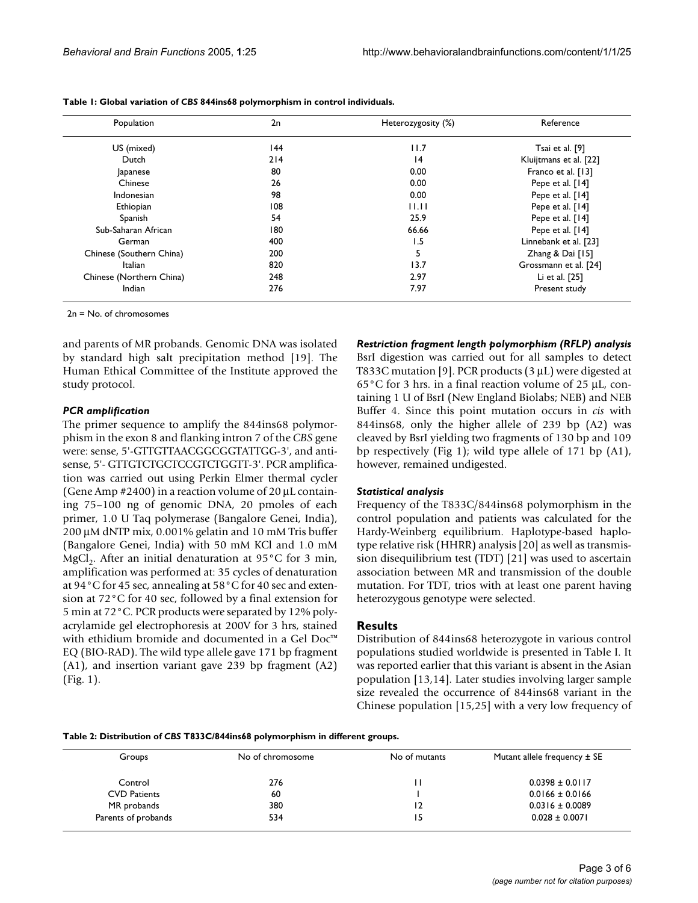**Table 1: Global variation of *CBS* 844ins68 polymorphism in control individuals.**

| Population | 2n | Heterozygosity (%) | Reference |
| --- | --- | --- | --- |
| US (mixed) | 144 | 11.7 | Tsai et al. [9] |
| Dutch | 214 | 14 | Kluijtmans et al. [22] |
| Japanese | 80 | 0.00 | Franco et al. [13] |
| Chinese | 26 | 0.00 | Pepe et al. [14] |
| Indonesian | 98 | 0.00 | Pepe et al. [14] |
| Ethiopian | 108 | 11.11 | Pepe et al. [14] |
| Spanish | 54 | 25.9 | Pepe et al. [14] |
| Sub-Saharan African | 180 | 66.66 | Pepe et al. [14] |
| German | 400 | 1.5 | Linnebank et al. [23] |
| Chinese (Southern China) | 200 | 5 | Zhang & Dai [15] |
| Italian | 820 | 13.7 | Grossmann et al. [24] |
| Chinese (Northern China) | 248 | 2.97 | Li et al. [25] |
| Indian | 276 | 7.97 | Present study |

2n = No. of chromosomes

and parents of MR probands. Genomic DNA was isolated by standard high salt precipitation method [19]. The Human Ethical Committee of the Institute approved the study protocol.

### *PCR amplification*

The primer sequence to amplify the 844ins68 polymorphism in the exon 8 and flanking intron 7 of the *CBS* gene were: sense, 5'-GTTGTTAACGGCGGTATTGG-3', and antisense, 5'- GTTGTCTGCTCCGTCTGGTT-3'. PCR amplification was carried out using Perkin Elmer thermal cycler (Gene Amp #2400) in a reaction volume of 20 µL containing 75–100 ng of genomic DNA, 20 pmoles of each primer, 1.0 U Taq polymerase (Bangalore Genei, India), 200 µM dNTP mix, 0.001% gelatin and 10 mM Tris buffer (Bangalore Genei, India) with 50 mM KCl and 1.0 mM $MgCl_2$. After an initial denaturation at 95°C for 3 min, amplification was performed at: 35 cycles of denaturation at 94°C for 45 sec, annealing at 58°C for 40 sec and extension at 72°C for 40 sec, followed by a final extension for 5 min at 72°C. PCR products were separated by 12% polyacrylamide gel electrophoresis at 200V for 3 hrs, stained with ethidium bromide and documented in a Gel Doc™ EQ (BIO-RAD). The wild type allele gave 171 bp fragment (A1), and insertion variant gave 239 bp fragment (A2) (Fig. 1).

### *Restriction fragment length polymorphism (RFLP) analysis*

BsrI digestion was carried out for all samples to detect T833C mutation [9]. PCR products (3 µL) were digested at 65°C for 3 hrs. in a final reaction volume of 25 µL, containing 1 U of BsrI (New England Biolabs; NEB) and NEB Buffer 4. Since this point mutation occurs in *cis* with 844ins68, only the higher allele of 239 bp (A2) was cleaved by BsrI yielding two fragments of 130 bp and 109 bp respectively (Fig 1); wild type allele of 171 bp (A1), however, remained undigested.

### *Statistical analysis*

Frequency of the T833C/844ins68 polymorphism in the control population and patients was calculated for the Hardy-Weinberg equilibrium. Haplotype-based haplotype relative risk (HHRR) analysis [20] as well as transmission disequilibrium test (TDT) [21] was used to ascertain association between MR and transmission of the double mutation. For TDT, trios with at least one parent having heterozygous genotype were selected.

## Results

Distribution of 844ins68 heterozygote in various control populations studied worldwide is presented in Table I. It was reported earlier that this variant is absent in the Asian population [13,14]. Later studies involving larger sample size revealed the occurrence of 844ins68 variant in the Chinese population [15,25] with a very low frequency of

**Table 2: Distribution of *CBS* T833C/844ins68 polymorphism in different groups.**

| Groups | No of chromosome | No of mutants | Mutant allele frequency ± SE |
| --- | --- | --- | --- |
| Control | 276 | 11 | 0.0398 ± 0.0117 |
| CVD Patients | 60 | 1 | 0.0166 ± 0.0166 |
| MR probands | 380 | 12 | 0.0316 ± 0.0089 |
| Parents of probands | 534 | 15 | 0.028 ± 0.0071 |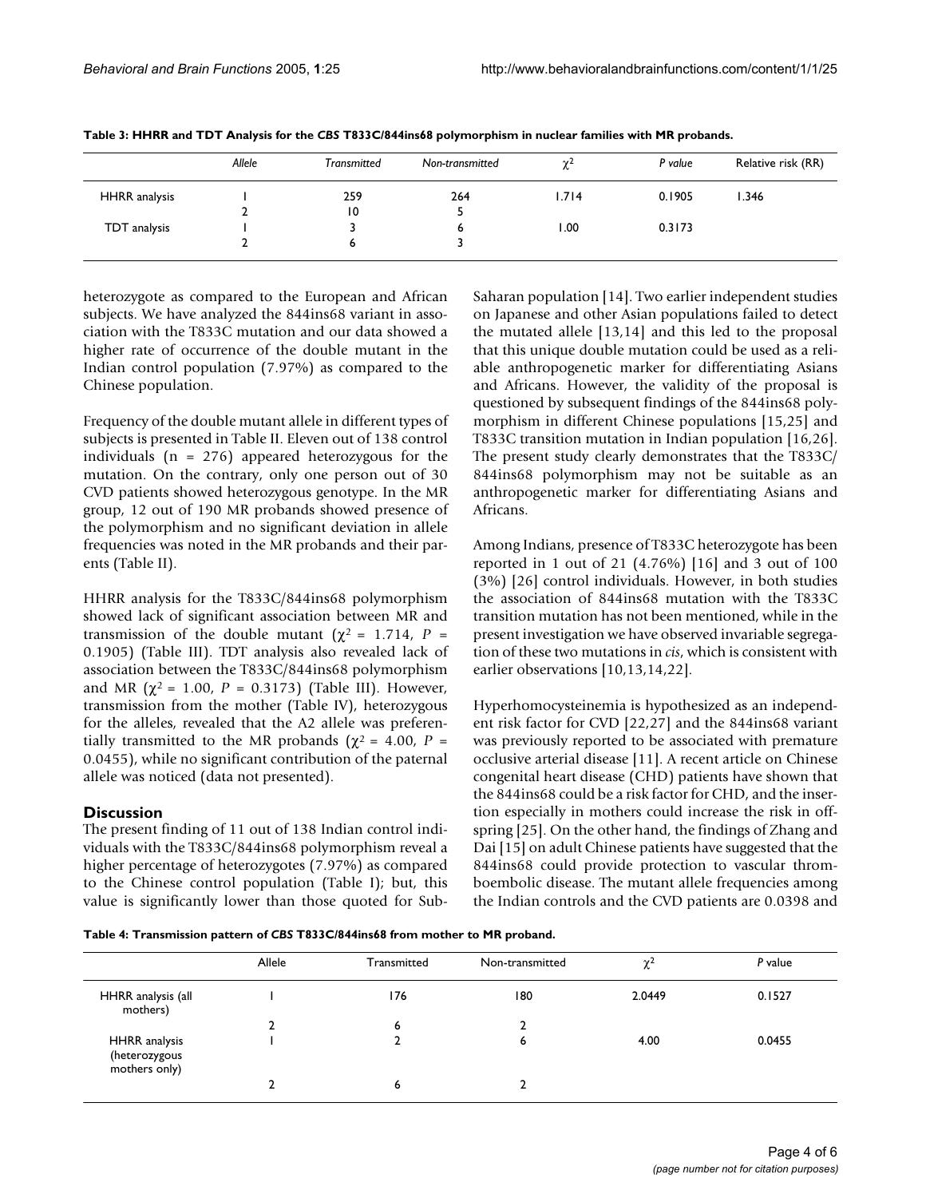**Table 3: HHRR and TDT Analysis for the *CBS* T833C/844ins68 polymorphism in nuclear families with MR probands.**

| | *Allele* | *Transmitted* | *Non-transmitted* | $\chi^2$ | *P value* | Relative risk (RR) |
|---|---|---|---|---|---|---|
| HHRR analysis | 1 | 259 | 264 | 1.714 | 0.1905 | 1.346 |
| | 2 | 10 | 5 | | | |
| TDT analysis | 1 | 3 | 6 | 1.00 | 0.3173 | |
| | 2 | 6 | 3 | | | |

heterozygote as compared to the European and African subjects. We have analyzed the 844ins68 variant in association with the T833C mutation and our data showed a higher rate of occurrence of the double mutant in the Indian control population (7.97%) as compared to the Chinese population.

Frequency of the double mutant allele in different types of subjects is presented in Table II. Eleven out of 138 control individuals (n = 276) appeared heterozygous for the mutation. On the contrary, only one person out of 30 CVD patients showed heterozygous genotype. In the MR group, 12 out of 190 MR probands showed presence of the polymorphism and no significant deviation in allele frequencies was noted in the MR probands and their parents (Table II).

HHRR analysis for the T833C/844ins68 polymorphism showed lack of significant association between MR and transmission of the double mutant ($\chi^2$ = 1.714, *P* = 0.1905) (Table III). TDT analysis also revealed lack of association between the T833C/844ins68 polymorphism and MR ($\chi^2$ = 1.00, *P* = 0.3173) (Table III). However, transmission from the mother (Table IV), heterozygous for the alleles, revealed that the A2 allele was preferentially transmitted to the MR probands ($\chi^2$ = 4.00, *P* = 0.0455), while no significant contribution of the paternal allele was noticed (data not presented).

## Discussion

The present finding of 11 out of 138 Indian control individuals with the T833C/844ins68 polymorphism reveal a higher percentage of heterozygotes (7.97%) as compared to the Chinese control population (Table I); but, this value is significantly lower than those quoted for Sub-Saharan population [14]. Two earlier independent studies on Japanese and other Asian populations failed to detect the mutated allele [13,14] and this led to the proposal that this unique double mutation could be used as a reliable anthropogenetic marker for differentiating Asians and Africans. However, the validity of the proposal is questioned by subsequent findings of the 844ins68 polymorphism in different Chinese populations [15,25] and T833C transition mutation in Indian population [16,26]. The present study clearly demonstrates that the T833C/844ins68 polymorphism may not be suitable as an anthropogenetic marker for differentiating Asians and Africans.

Among Indians, presence of T833C heterozygote has been reported in 1 out of 21 (4.76%) [16] and 3 out of 100 (3%) [26] control individuals. However, in both studies the association of 844ins68 mutation with the T833C transition mutation has not been mentioned, while in the present investigation we have observed invariable segregation of these two mutations in *cis*, which is consistent with earlier observations [10,13,14,22].

Hyperhomocysteinemia is hypothesized as an independent risk factor for CVD [22,27] and the 844ins68 variant was previously reported to be associated with premature occlusive arterial disease [11]. A recent article on Chinese congenital heart disease (CHD) patients have shown that the 844ins68 could be a risk factor for CHD, and the insertion especially in mothers could increase the risk in offspring [25]. On the other hand, the findings of Zhang and Dai [15] on adult Chinese patients have suggested that the 844ins68 could provide protection to vascular thromboembolic disease. The mutant allele frequencies among the Indian controls and the CVD patients are 0.0398 and

**Table 4: Transmission pattern of *CBS* T833C/844ins68 from mother to MR proband.**

| | Allele | Transmitted | Non-transmitted | $\chi^2$ | *P* value |
|---|---|---|---|---|---|
| HHRR analysis (all mothers) | 1 | 176 | 180 | 2.0449 | 0.1527 |
| | 2 | 6 | 2 | | |
| HHRR analysis (heterozygous mothers only) | 1 | 2 | 6 | 4.00 | 0.0455 |
| | 2 | 6 | 2 | | |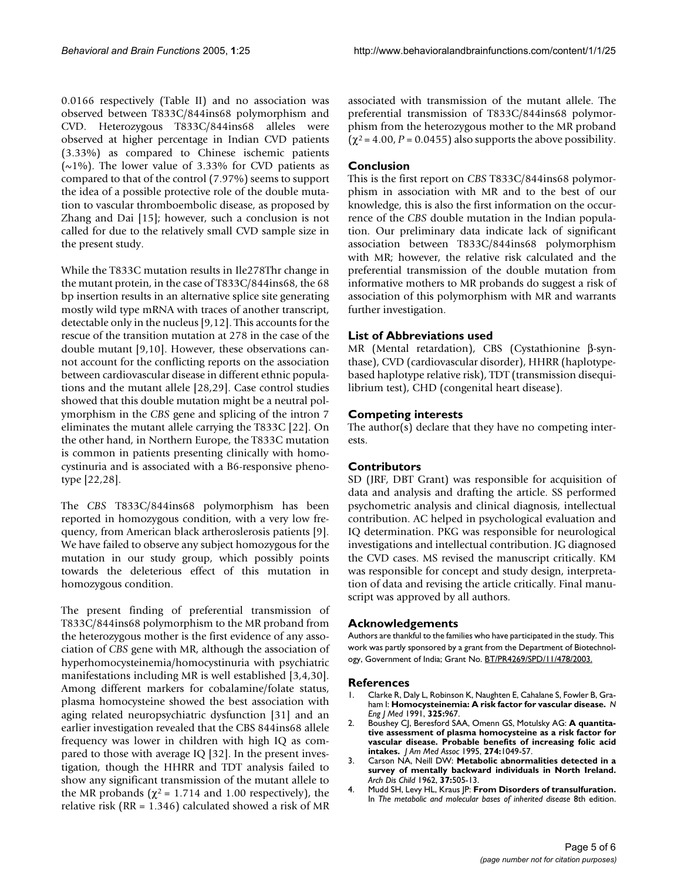0.0166 respectively (Table II) and no association was observed between T833C/844ins68 polymorphism and CVD. Heterozygous T833C/844ins68 alleles were observed at higher percentage in Indian CVD patients (3.33%) as compared to Chinese ischemic patients (~1%). The lower value of 3.33% for CVD patients as compared to that of the control (7.97%) seems to support the idea of a possible protective role of the double mutation to vascular thromboembolic disease, as proposed by Zhang and Dai [15]; however, such a conclusion is not called for due to the relatively small CVD sample size in the present study.

While the T833C mutation results in Ile278Thr change in the mutant protein, in the case of T833C/844ins68, the 68 bp insertion results in an alternative splice site generating mostly wild type mRNA with traces of another transcript, detectable only in the nucleus [9,12]. This accounts for the rescue of the transition mutation at 278 in the case of the double mutant [9,10]. However, these observations cannot account for the conflicting reports on the association between cardiovascular disease in different ethnic populations and the mutant allele [28,29]. Case control studies showed that this double mutation might be a neutral polymorphism in the *CBS* gene and splicing of the intron 7 eliminates the mutant allele carrying the T833C [22]. On the other hand, in Northern Europe, the T833C mutation is common in patients presenting clinically with homocystinuria and is associated with a B6-responsive phenotype [22,28].

The *CBS* T833C/844ins68 polymorphism has been reported in homozygous condition, with a very low frequency, from American black artheroslerosis patients [9]. We have failed to observe any subject homozygous for the mutation in our study group, which possibly points towards the deleterious effect of this mutation in homozygous condition.

The present finding of preferential transmission of T833C/844ins68 polymorphism to the MR proband from the heterozygous mother is the first evidence of any association of *CBS* gene with MR, although the association of hyperhomocysteinemia/homocystinuria with psychiatric manifestations including MR is well established [3,4,30]. Among different markers for cobalamine/folate status, plasma homocysteine showed the best association with aging related neuropsychiatric dysfunction [31] and an earlier investigation revealed that the CBS 844ins68 allele frequency was lower in children with high IQ as compared to those with average IQ [32]. In the present investigation, though the HHRR and TDT analysis failed to show any significant transmission of the mutant allele to the MR probands ($\chi^2$ = 1.714 and 1.00 respectively), the relative risk (RR = 1.346) calculated showed a risk of MR associated with transmission of the mutant allele. The preferential transmission of T833C/844ins68 polymorphism from the heterozygous mother to the MR proband ($\chi^2$ = 4.00, $P$ = 0.0455) also supports the above possibility.

## Conclusion

This is the first report on *CBS* T833C/844ins68 polymorphism in association with MR and to the best of our knowledge, this is also the first information on the occurrence of the *CBS* double mutation in the Indian population. Our preliminary data indicate lack of significant association between T833C/844ins68 polymorphism with MR; however, the relative risk calculated and the preferential transmission of the double mutation from informative mothers to MR probands do suggest a risk of association of this polymorphism with MR and warrants further investigation.

## List of Abbreviations used

MR (Mental retardation), CBS (Cystathionine β-synthase), CVD (cardiovascular disorder), HHRR (haplotype-based haplotype relative risk), TDT (transmission disequilibrium test), CHD (congenital heart disease).

## Competing interests

The author(s) declare that they have no competing interests.

## Contributors

SD (JRF, DBT Grant) was responsible for acquisition of data and analysis and drafting the article. SS performed psychometric analysis and clinical diagnosis, intellectual contribution. AC helped in psychological evaluation and IQ determination. PKG was responsible for neurological investigations and intellectual contribution. JG diagnosed the CVD cases. MS revised the manuscript critically. KM was responsible for concept and study design, interpretation of data and revising the article critically. Final manuscript was approved by all authors.

## Acknowledgements

Authors are thankful to the families who have participated in the study. This work was partly sponsored by a grant from the Department of Biotechnology, Government of India; Grant No. BT/PR4269/SPD/11/478/2003.

## References

1. Clarke R, Daly L, Robinson K, Naughten E, Cahalane S, Fowler B, Graham I: **Homocysteinemia: A risk factor for vascular disease.** *N Eng J Med* 1991, **325:**967.
2. Boushey CJ, Beresford SAA, Omenn GS, Motulsky AG: **A quantitative assessment of plasma homocysteine as a risk factor for vascular disease. Probable benefits of increasing folic acid intakes.** *J Am Med Assoc* 1995, **274:**1049-57.
3. Carson NA, Neill DW: **Metabolic abnormalities detected in a survey of mentally backward individuals in North Ireland.** *Arch Dis Child* 1962, **37:**505-13.
4. Mudd SH, Levy HL, Kraus JP: **From Disorders of transulfuration.** In *The metabolic and molecular bases of inherited disease* 8th edition.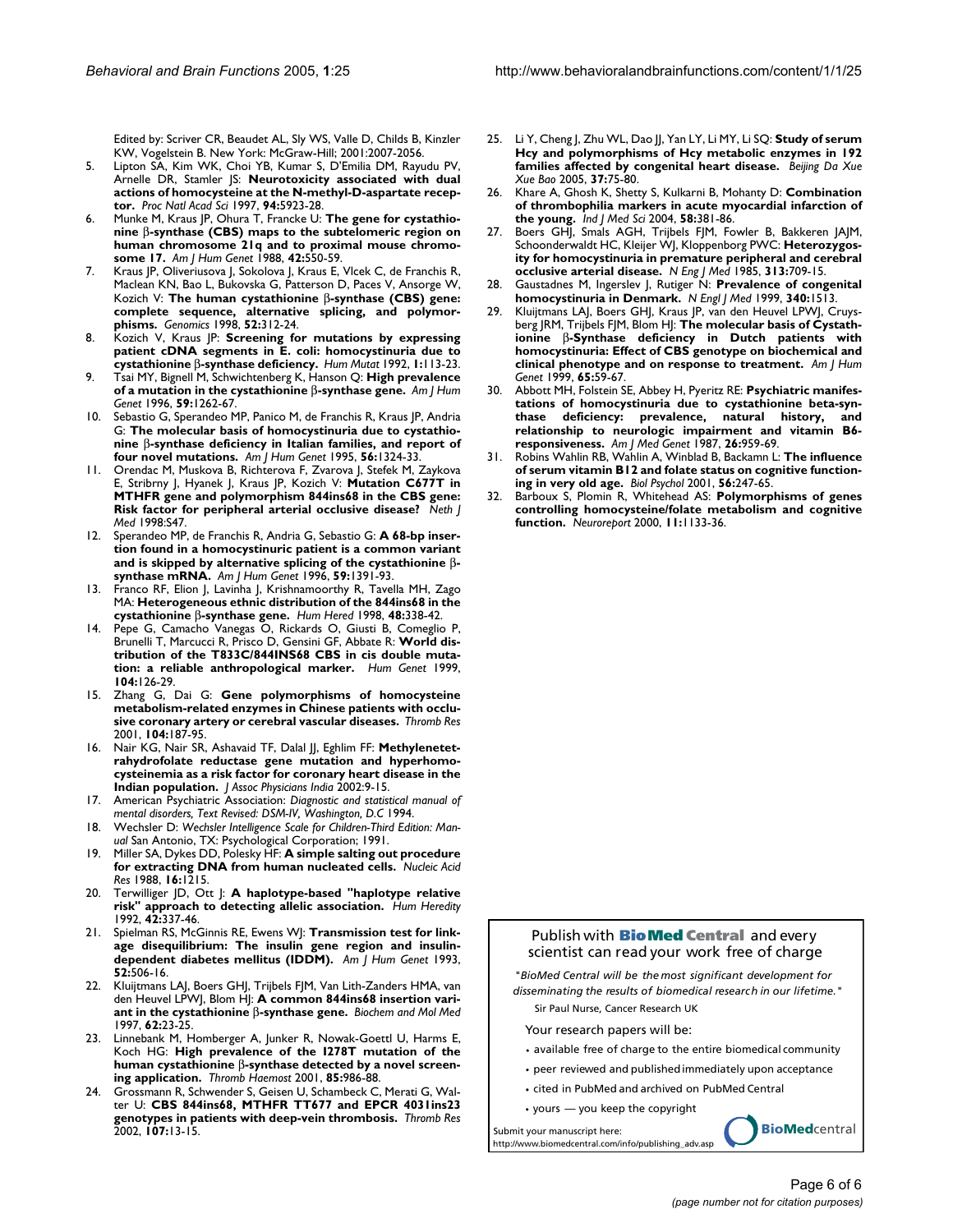Edited by: Scriver CR, Beaudet AL, Sly WS, Valle D, Childs B, Kinzler KW, Vogelstein B. New York: McGraw-Hill; 2001:2007-2056.

5. Lipton SA, Kim WK, Choi YB, Kumar S, D'Emilia DM, Rayudu PV, Arnelle DR, Stamler JS: **Neurotoxicity associated with dual actions of homocysteine at the N-methyl-D-aspartate receptor.** *Proc Natl Acad Sci* 1997, **94:**5923-28.
6. Munke M, Kraus JP, Ohura T, Francke U: **The gene for cystathionine β-synthase (CBS) maps to the subtelomeric region on human chromosome 21q and to proximal mouse chromosome 17.** *Am J Hum Genet* 1988, **42:**550-59.
7. Kraus JP, Oliveriusova J, Sokolova J, Kraus E, Vlcek C, de Franchis R, Maclean KN, Bao L, Bukovska G, Patterson D, Paces V, Ansorge W, Kozich V: **The human cystathionine β-synthase (CBS) gene: complete sequence, alternative splicing, and polymorphisms.** *Genomics* 1998, **52:**312-24.
8. Kozich V, Kraus JP: **Screening for mutations by expressing patient cDNA segments in E. coli: homocystinuria due to cystathionine β-synthase deficiency.** *Hum Mutat* 1992, **1:**113-23.
9. Tsai MY, Bignell M, Schwichtenberg K, Hanson Q: **High prevalence of a mutation in the cystathionine β-synthase gene.** *Am J Hum Genet* 1996, **59:**1262-67.
10. Sebastio G, Sperandeo MP, Panico M, de Franchis R, Kraus JP, Andria G: **The molecular basis of homocystinuria due to cystathionine β-synthase deficiency in Italian families, and report of four novel mutations.** *Am J Hum Genet* 1995, **56:**1324-33.
11. Orendac M, Muskova B, Richterova F, Zvarova J, Stefek M, Zaykova E, Stribrny J, Hyanek J, Kraus JP, Kozich V: **Mutation C677T in MTHFR gene and polymorphism 844ins68 in the CBS gene: Risk factor for peripheral arterial occlusive disease?** *Neth J Med* 1998:S47.
12. Sperandeo MP, de Franchis R, Andria G, Sebastio G: **A 68-bp insertion found in a homocystinuric patient is a common variant and is skipped by alternative splicing of the cystathionine β-synthase mRNA.** *Am J Hum Genet* 1996, **59:**1391-93.
13. Franco RF, Elion J, Lavinha J, Krishnamoorthy R, Tavella MH, Zago MA: **Heterogeneous ethnic distribution of the 844ins68 in the cystathionine β-synthase gene.** *Hum Hered* 1998, **48:**338-42.
14. Pepe G, Camacho Vanegas O, Rickards O, Giusti B, Comeglio P, Brunelli T, Marcucci R, Prisco D, Gensini GF, Abbate R: **World distribution of the T833C/844INS68 CBS in cis double mutation: a reliable anthropological marker.** *Hum Genet* 1999, **104:**126-29.
15. Zhang G, Dai G: **Gene polymorphisms of homocysteine metabolism-related enzymes in Chinese patients with occlusive coronary artery or cerebral vascular diseases.** *Thromb Res* 2001, **104:**187-95.
16. Nair KG, Nair SR, Ashavaid TF, Dalal JJ, Eghlim FF: **Methylenetetrahydrofolate reductase gene mutation and hyperhomocysteinemia as a risk factor for coronary heart disease in the Indian population.** *J Assoc Physicians India* 2002:9-15.
17. American Psychiatric Association: *Diagnostic and statistical manual of mental disorders, Text Revised: DSM-IV, Washington, D.C* 1994.
18. Wechsler D: *Wechsler Intelligence Scale for Children-Third Edition: Manual* San Antonio, TX: Psychological Corporation; 1991.
19. Miller SA, Dykes DD, Polesky HF: **A simple salting out procedure for extracting DNA from human nucleated cells.** *Nucleic Acid Res* 1988, **16:**1215.
20. Terwilliger JD, Ott J: **A haplotype-based "haplotype relative risk" approach to detecting allelic association.** *Hum Heredity* 1992, **42:**337-46.
21. Spielman RS, McGinnis RE, Ewens WJ: **Transmission test for linkage disequilibrium: The insulin gene region and insulin-dependent diabetes mellitus (IDDM).** *Am J Hum Genet* 1993, **52:**506-16.
22. Kluijtmans LAJ, Boers GHJ, Trijbels FJM, Van Lith-Zanders HMA, van den Heuvel LPWJ, Blom HJ: **A common 844ins68 insertion variant in the cystathionine β-synthase gene.** *Biochem and Mol Med* 1997, **62:**23-25.
23. Linnebank M, Homberger A, Junker R, Nowak-Goettl U, Harms E, Koch HG: **High prevalence of the I278T mutation of the human cystathionine β-synthase detected by a novel screening application.** *Thromb Haemost* 2001, **85:**986-88.
24. Grossmann R, Schwender S, Geisen U, Schambeck C, Merati G, Walter U: **CBS 844ins68, MTHFR TT677 and EPCR 4031ins23 genotypes in patients with deep-vein thrombosis.** *Thromb Res* 2002, **107:**13-15.
25. Li Y, Cheng J, Zhu WL, Dao JJ, Yan LY, Li MY, Li SQ: **Study of serum Hcy and polymorphisms of Hcy metabolic enzymes in 192 families affected by congenital heart disease.** *Beijing Da Xue Xue Bao* 2005, **37:**75-80.
26. Khare A, Ghosh K, Shetty S, Kulkarni B, Mohanty D: **Combination of thrombophilia markers in acute myocardial infarction of the young.** *Ind J Med Sci* 2004, **58:**381-86.
27. Boers GHJ, Smals AGH, Trijbels FJM, Fowler B, Bakkeren JAJM, Schoonderwaldt HC, Kleijer WJ, Kloppenborg PWC: **Heterozygosity for homocystinuria in premature peripheral and cerebral occlusive arterial disease.** *N Eng J Med* 1985, **313:**709-15.
28. Gaustadnes M, Ingerslev J, Rutiger N: **Prevalence of congenital homocystinuria in Denmark.** *N Engl J Med* 1999, **340:**1513.
29. Kluijtmans LAJ, Boers GHJ, Kraus JP, van den Heuvel LPWJ, Cruysberg JRM, Trijbels FJM, Blom HJ: **The molecular basis of Cystathionine β-Synthase deficiency in Dutch patients with homocystinuria: Effect of CBS genotype on biochemical and clinical phenotype and on response to treatment.** *Am J Hum Genet* 1999, **65:**59-67.
30. Abbott MH, Folstein SE, Abbey H, Pyeritz RE: **Psychiatric manifestations of homocystinuria due to cystathionine beta-synthase deficiency: prevalence, natural history, and relationship to neurologic impairment and vitamin B6-responsiveness.** *Am J Med Genet* 1987, **26:**959-69.
31. Robins Wahlin RB, Wahlin A, Winblad B, Backamn L: **The influence of serum vitamin B12 and folate status on cognitive functioning in very old age.** *Biol Psychol* 2001, **56:**247-65.
32. Barboux S, Plomin R, Whitehead AS: **Polymorphisms of genes controlling homocysteine/folate metabolism and cognitive function.** *Neuroreport* 2000, **11:**1133-36.

Publish with **BioMed Central** and every scientist can read your work free of charge

*"BioMed Central will be the most significant development for disseminating the results of biomedical research in our lifetime."*

Sir Paul Nurse, Cancer Research UK

Your research papers will be:

- available free of charge to the entire biomedical community
- peer reviewed and published immediately upon acceptance
- cited in PubMed and archived on PubMed Central
- yours — you keep the copyright

Submit your manuscript here:
http://www.biomedcentral.com/info/publishing_adv.asp

BioMedcentral